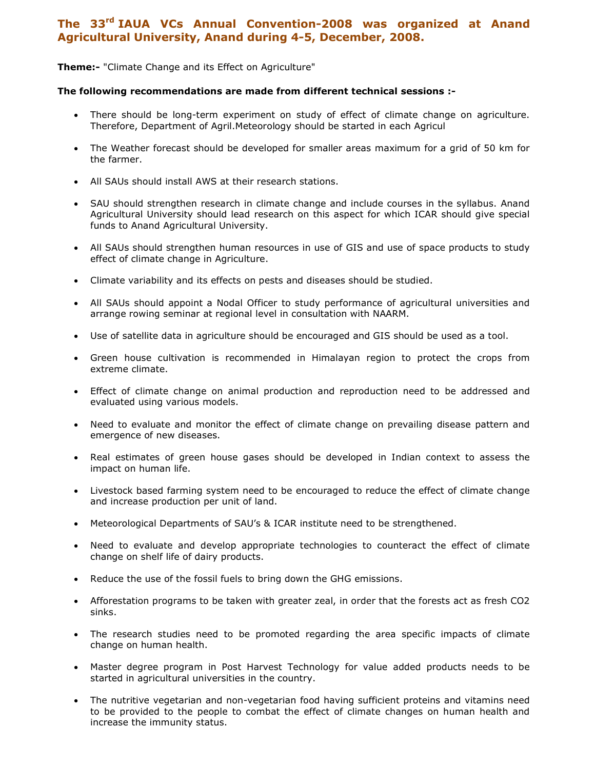## The 33rd IAUA VCs Annual Convention-2008 was organized at Anand Agricultural University, Anand during 4-5, December, 2008.

**Theme:-** "Climate Change and its Effect on Agriculture"

**The following recommendations are made from different technical sessions :-**

- There should be long-term experiment on study of effect of climate change on agriculture. Therefore, Department of Agril.Meteorology should be started in each Agricul
- The Weather forecast should be developed for smaller areas maximum for a grid of 50 km for the farmer.
- All SAUs should install AWS at their research stations.
- SAU should strengthen research in climate change and include courses in the syllabus. Anand Agricultural University should lead research on this aspect for which ICAR should give special funds to Anand Agricultural University.
- All SAUs should strengthen human resources in use of GIS and use of space products to study effect of climate change in Agriculture.
- Climate variability and its effects on pests and diseases should be studied.
- All SAUs should appoint a Nodal Officer to study performance of agricultural universities and arrange rowing seminar at regional level in consultation with NAARM.
- Use of satellite data in agriculture should be encouraged and GIS should be used as a tool.
- Green house cultivation is recommended in Himalayan region to protect the crops from extreme climate.
- Effect of climate change on animal production and reproduction need to be addressed and evaluated using various models.
- Need to evaluate and monitor the effect of climate change on prevailing disease pattern and emergence of new diseases.
- Real estimates of green house gases should be developed in Indian context to assess the impact on human life.
- Livestock based farming system need to be encouraged to reduce the effect of climate change and increase production per unit of land.
- Meteorological Departments of SAU's & ICAR institute need to be strengthened.
- Need to evaluate and develop appropriate technologies to counteract the effect of climate change on shelf life of dairy products.
- Reduce the use of the fossil fuels to bring down the GHG emissions.
- Afforestation programs to be taken with greater zeal, in order that the forests act as fresh CO2 sinks.
- The research studies need to be promoted regarding the area specific impacts of climate change on human health.
- Master degree program in Post Harvest Technology for value added products needs to be started in agricultural universities in the country.
- The nutritive vegetarian and non-vegetarian food having sufficient proteins and vitamins need to be provided to the people to combat the effect of climate changes on human health and increase the immunity status.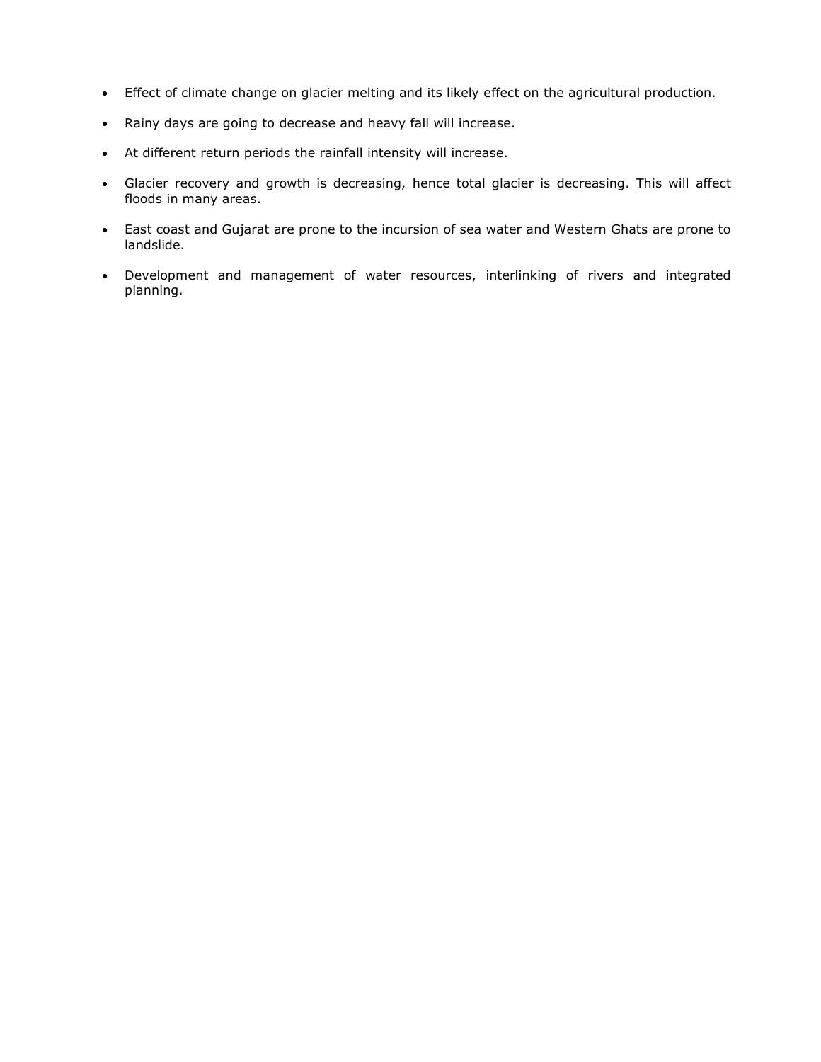- Effect of climate change on glacier melting and its likely effect on the agricultural production.
- Rainy days are going to decrease and heavy fall will increase.
- At different return periods the rainfall intensity will increase.
- Glacier recovery and growth is decreasing, hence total glacier is decreasing. This will affect floods in many areas.
- East coast and Gujarat are prone to the incursion of sea water and Western Ghats are prone to landslide.
- Development and management of water resources, interlinking of rivers and integrated planning.